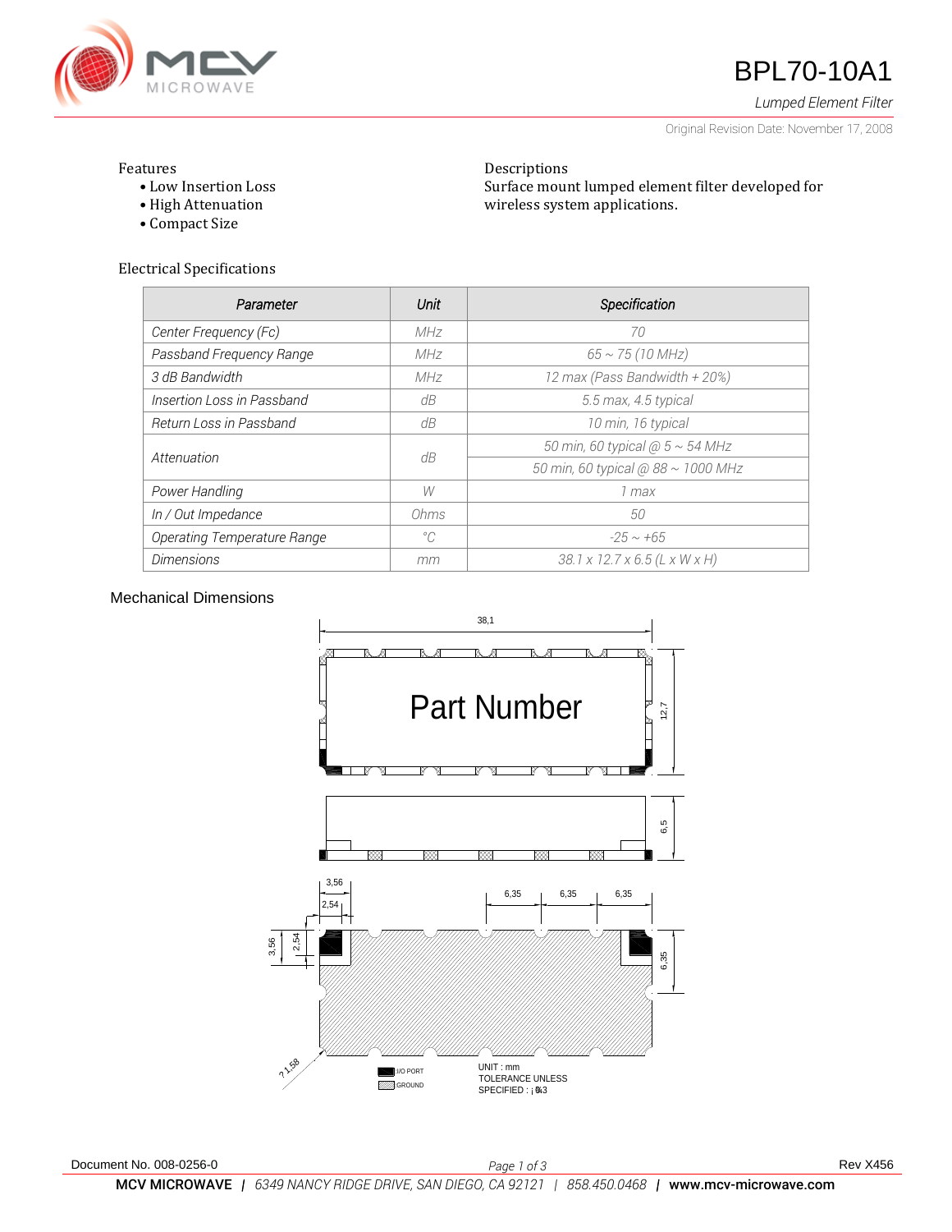# BPL70-10A1

*Lumped Element Filter*

Original Revision Date: November 17, 2008

Features
- Low Insertion Loss
- High Attenuation
- Compact Size

Descriptions
Surface mount lumped element filter developed for wireless system applications.

## Electrical Specifications

| Parameter | Unit | Specification |
|---|---|---|
| Center Frequency (Fc) | MHz | 70 |
| Passband Frequency Range | MHz | 65 ~ 75 (10 MHz) |
| 3 dB Bandwidth | MHz | 12 max (Pass Bandwidth + 20%) |
| Insertion Loss in Passband | dB | 5.5 max, 4.5 typical |
| Return Loss in Passband | dB | 10 min, 16 typical |
| Attenuation | dB | 50 min, 60 typical @ 5 ~ 54 MHz |
| | | 50 min, 60 typical @ 88 ~ 1000 MHz |
| Power Handling | W | 1 max |
| In / Out Impedance | Ohms | 50 |
| Operating Temperature Range | °C | -25 ~ +65 |
| Dimensions | mm | 38.1 x 12.7 x 6.5 (L x W x H) |

## Mechanical Dimensions

38,1

Part Number

12,7

6,5

3,56 2,54 6,35 6,35 6,35

3,56 2,54 6,35

?1,58

I/O PORT
GROUND

UNIT : mm
TOLERANCE UNLESS
SPECIFIED : ¡ 0.3

Document No. 008-0256-0

Rev X456

**MCV MICROWAVE** | *6349 NANCY RIDGE DRIVE, SAN DIEGO, CA 92121 | 858.450.0468* | **www.mcv-microwave.com**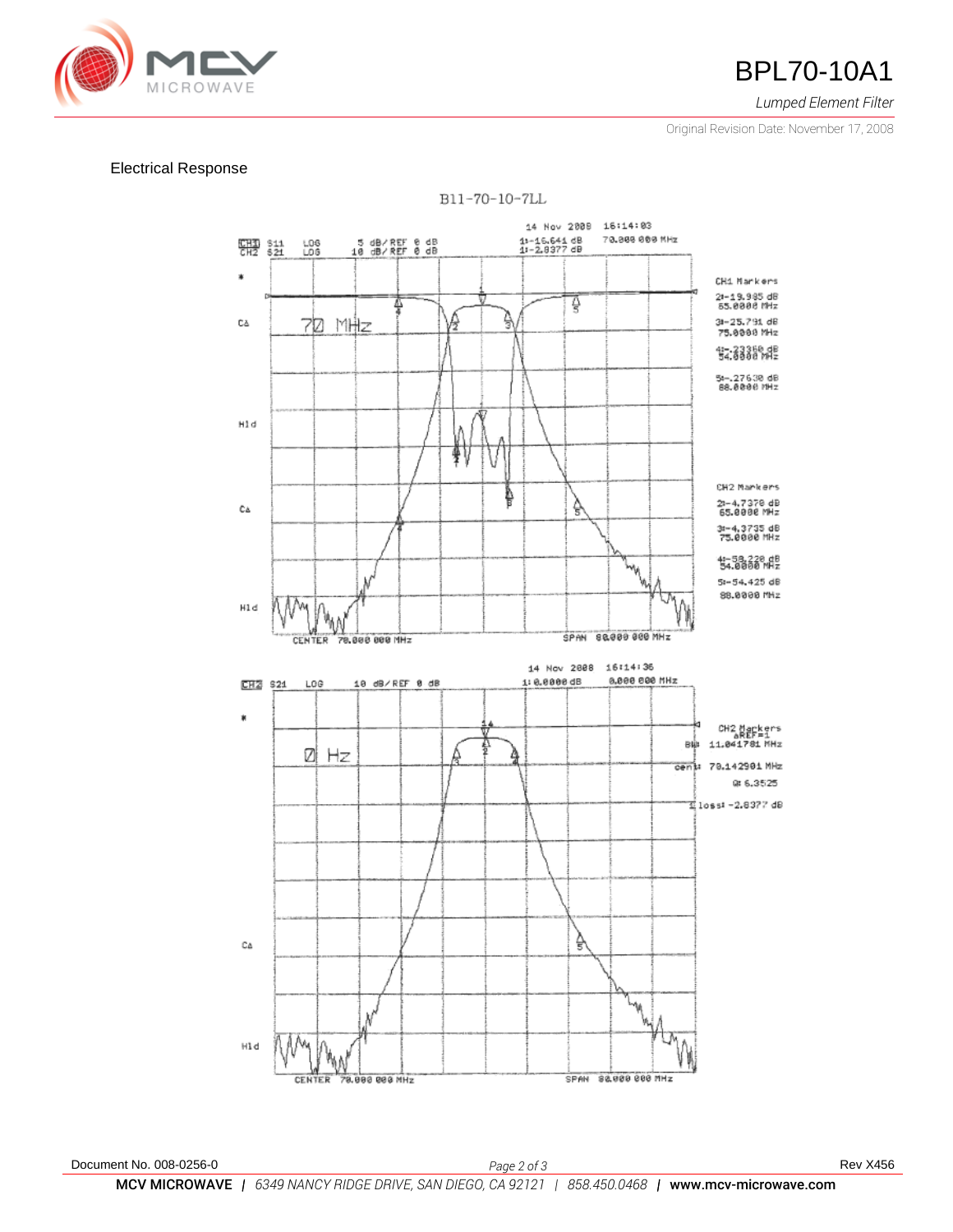# BPL70-10A1

*Lumped Element Filter*

Original Revision Date: November 17, 2008

## Electrical Response

B11-70-10-7LL

14 Nov 2008 16:14:03

CH1 S11 LOG 5 dB/ REF 0 dB 1: -16.641 dB 70.000 000 MHz

CH2 S21 LOG 10 dB/ REF 0 dB 1: -2.8377 dB

70 MHz

CH1 Markers

2: -19.985 dB 65.0000 MHz

3: -25.791 dB 75.0000 MHz

4: -.23358 dB 54.0000 MHz

5: -.27630 dB 88.0000 MHz

CH2 Markers

2: -4.7370 dB 65.0000 MHz

3: -4.3735 dB 75.0000 MHz

4: -58.220 dB 54.0000 MHz

5: -54.425 dB 88.0000 MHz

CENTER 70.000 000 MHz SPAN 80.000 000 MHz

14 Nov 2008 16:14:36

CH2 S21 LOG 10 dB/ REF 0 dB 1: 0.0000 dB 0.000 000 MHz

0 Hz

CH2 Markers ΔREF=1

BW: 11.041781 MHz

cent: 70.142901 MHz

Q: 6.3525

loss: -2.8377 dB

CENTER 70.000 000 MHz SPAN 80.000 000 MHz

Document No. 008-0256-0

Rev X456

**MCV MICROWAVE** | *6349 NANCY RIDGE DRIVE, SAN DIEGO, CA 92121* | *858.450.0468* | **www.mcv-microwave.com**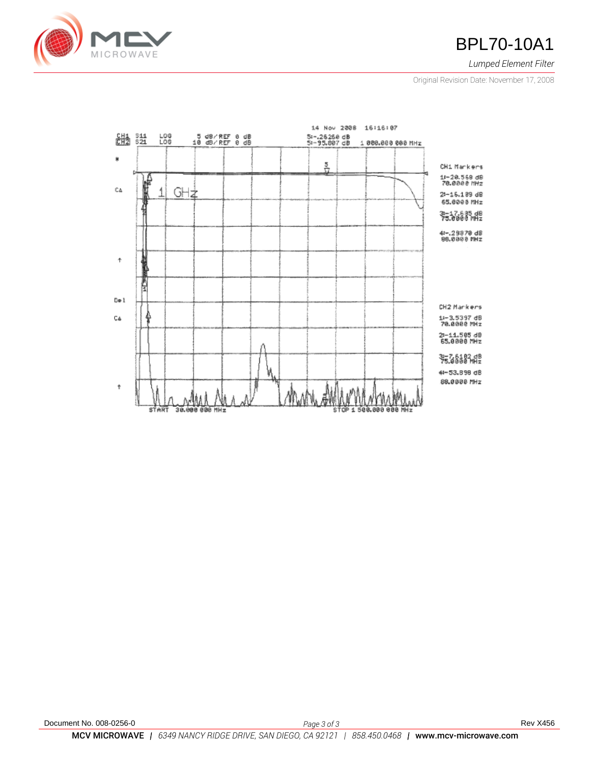# BPL70-10A1

*Lumped Element Filter*

Original Revision Date: November 17, 2008

14 Nov 2008 16:16:07

CH1 S11 LOG 5 dB/ REF 0 dB

CH2 S21 LOG 10 dB/ REF 0 dB

5:-.26260 dB

5:-95.887 dB 1 000.000 000 MHz

1 GHz

START 30.000 000 MHz

STOP 1 500.000 000 MHz

CH1 Markers

1:-20.568 dB
70.0000 MHz

2:-16.189 dB
65.0000 MHz

3:-17.635 dB
75.0000 MHz

4:-.29870 dB
88.0000 MHz

CH2 Markers

1:-3.5397 dB
70.0000 MHz

2:-11.585 dB
65.0000 MHz

3:-7.6102 dB
75.0000 MHz

4:-53.898 dB
88.0000 MHz

Document No. 008-0256-0

Rev X456

**MCV MICROWAVE** | *6349 NANCY RIDGE DRIVE, SAN DIEGO, CA 92121* | *858.450.0468* | **www.mcv-microwave.com**